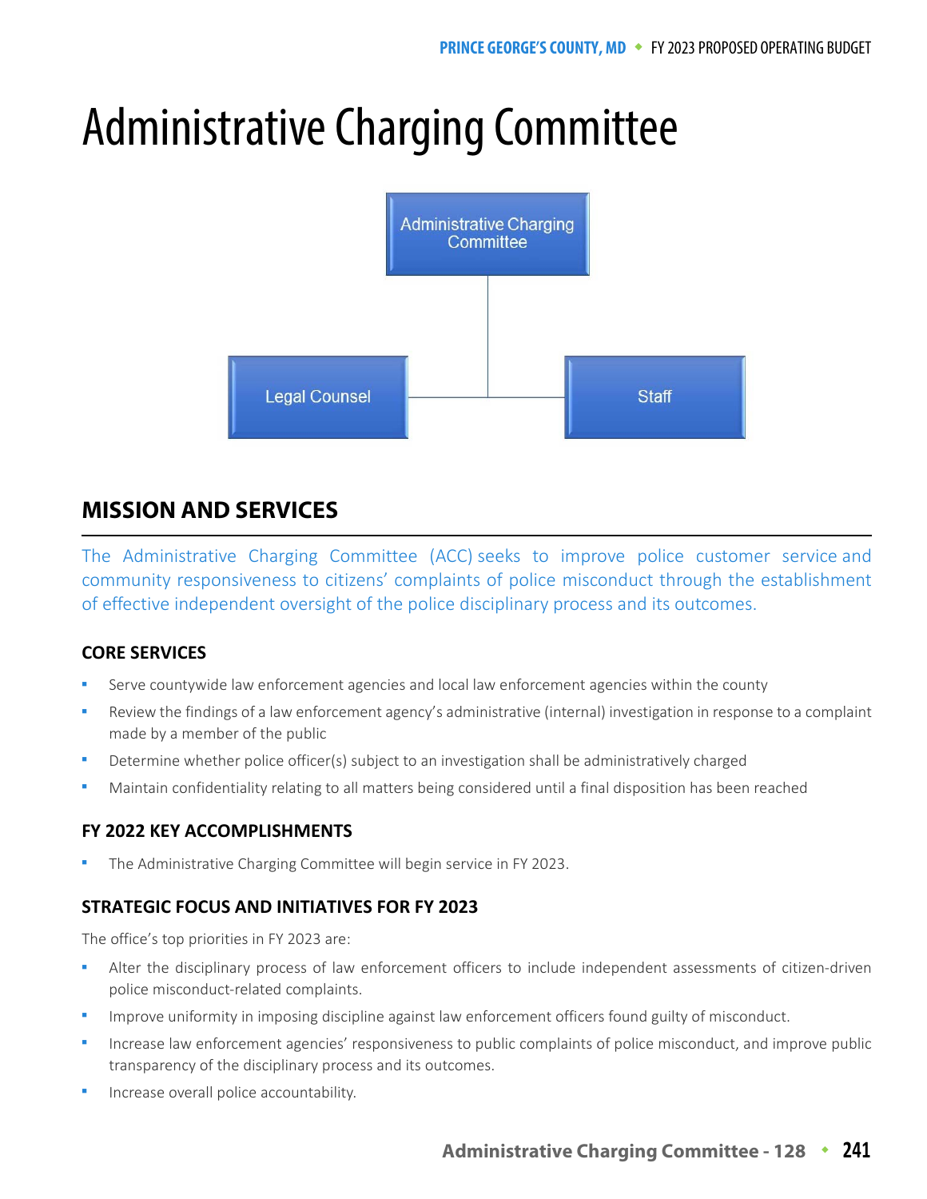# Administrative Charging Committee

Administrative Charging Committee

Legal Counsel

Staff

## MISSION AND SERVICES

The Administrative Charging Committee (ACC) seeks to improve police customer service and community responsiveness to citizens' complaints of police misconduct through the establishment of effective independent oversight of the police disciplinary process and its outcomes.

### CORE SERVICES

- Serve countywide law enforcement agencies and local law enforcement agencies within the county
- Review the findings of a law enforcement agency's administrative (internal) investigation in response to a complaint made by a member of the public
- Determine whether police officer(s) subject to an investigation shall be administratively charged
- Maintain confidentiality relating to all matters being considered until a final disposition has been reached

### FY 2022 KEY ACCOMPLISHMENTS

- The Administrative Charging Committee will begin service in FY 2023.

### STRATEGIC FOCUS AND INITIATIVES FOR FY 2023

The office's top priorities in FY 2023 are:

- Alter the disciplinary process of law enforcement officers to include independent assessments of citizen-driven police misconduct-related complaints.
- Improve uniformity in imposing discipline against law enforcement officers found guilty of misconduct.
- Increase law enforcement agencies' responsiveness to public complaints of police misconduct, and improve public transparency of the disciplinary process and its outcomes.
- Increase overall police accountability.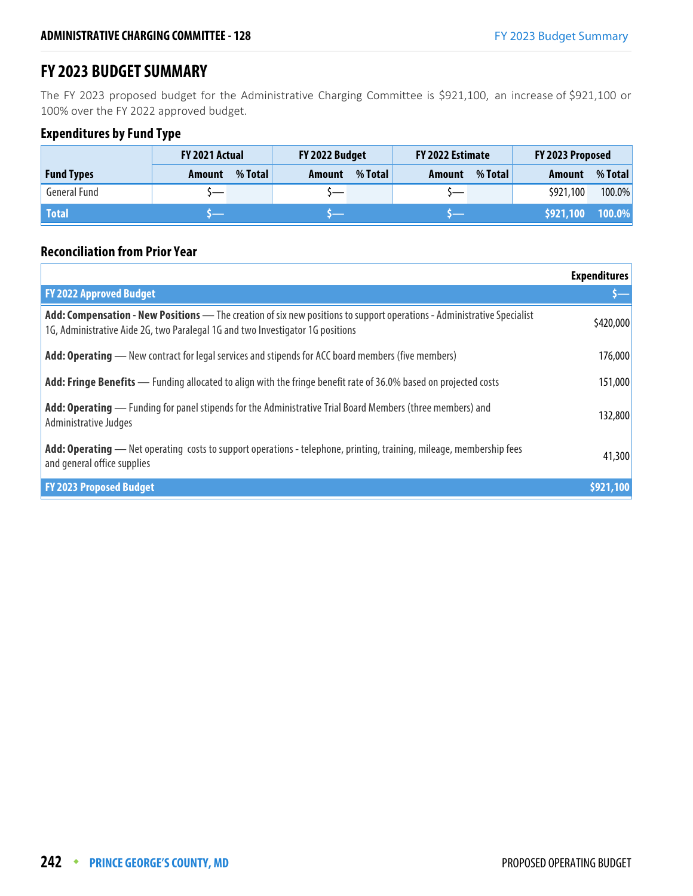# FY 2023 BUDGET SUMMARY

The FY 2023 proposed budget for the Administrative Charging Committee is $921,100, an increase of $921,100 or 100% over the FY 2022 approved budget.

### Expenditures by Fund Type

| | FY 2021 Actual | | FY 2022 Budget | | FY 2022 Estimate | | FY 2023 Proposed | |
|---|---|---|---|---|---|---|---|---|
| **Fund Types** | **Amount** | **% Total** | **Amount** | **% Total** | **Amount** | **% Total** | **Amount** | **% Total** |
| General Fund | $— | | $— | | $— | | $921,100 | 100.0% |
| **Total** | **$—** | | **$—** | | **$—** | | **$921,100** | **100.0%** |

### Reconciliation from Prior Year

| | Expenditures |
|---|---|
| **FY 2022 Approved Budget** | **$—** |
| **Add: Compensation - New Positions** — The creation of six new positions to support operations - Administrative Specialist 1G, Administrative Aide 2G, two Paralegal 1G and two Investigator 1G positions | $420,000 |
| **Add: Operating** — New contract for legal services and stipends for ACC board members (five members) | 176,000 |
| **Add: Fringe Benefits** — Funding allocated to align with the fringe benefit rate of 36.0% based on projected costs | 151,000 |
| **Add: Operating** — Funding for panel stipends for the Administrative Trial Board Members (three members) and Administrative Judges | 132,800 |
| **Add: Operating** — Net operating costs to support operations - telephone, printing, training, mileage, membership fees and general office supplies | 41,300 |
| **FY 2023 Proposed Budget** | **$921,100** |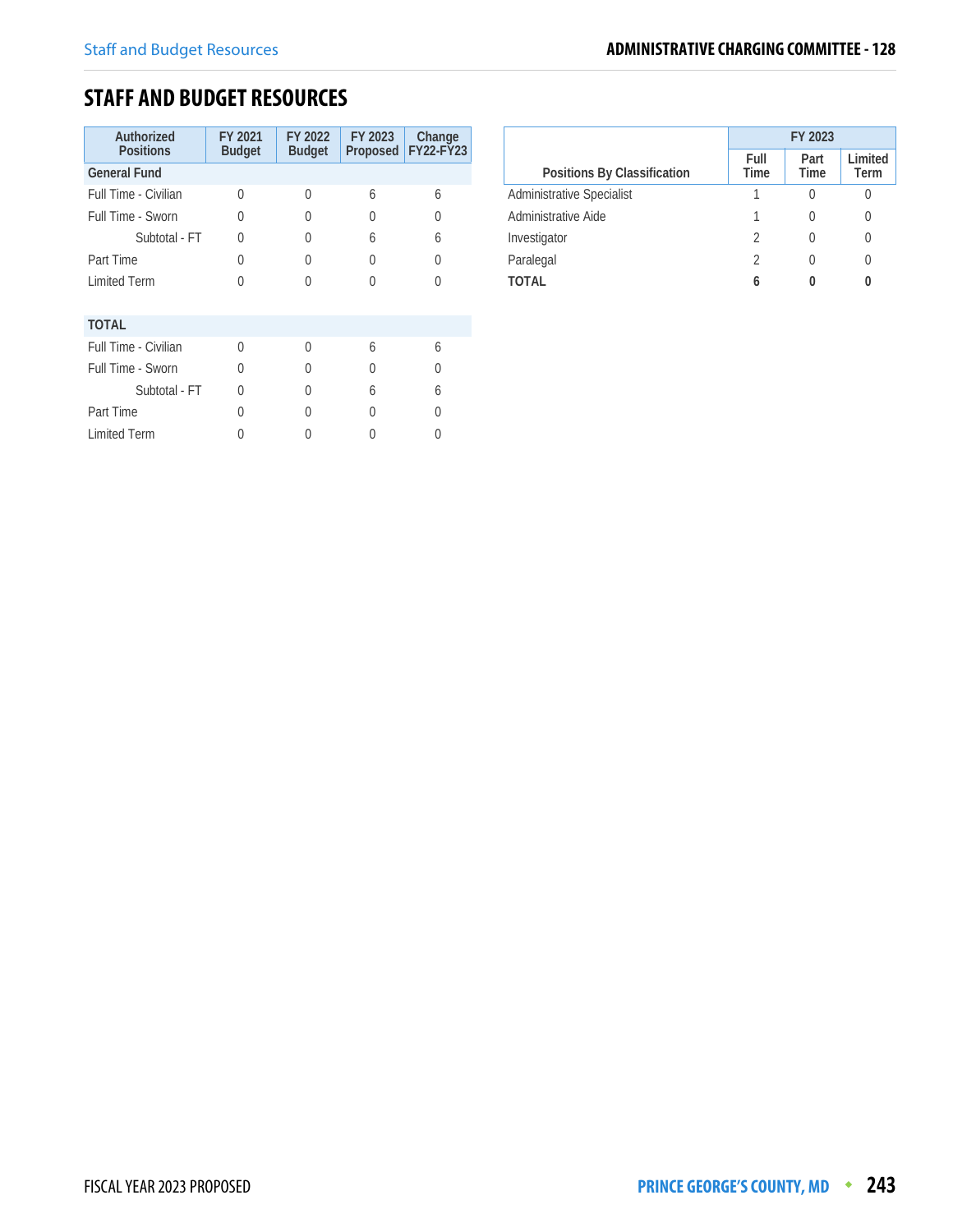## STAFF AND BUDGET RESOURCES

| Authorized Positions | FY 2021 Budget | FY 2022 Budget | FY 2023 Proposed | Change FY22-FY23 |
|---|---|---|---|---|
| **General Fund** | | | | |
| Full Time - Civilian | 0 | 0 | 6 | 6 |
| Full Time - Sworn | 0 | 0 | 0 | 0 |
| Subtotal - FT | 0 | 0 | 6 | 6 |
| Part Time | 0 | 0 | 0 | 0 |
| Limited Term | 0 | 0 | 0 | 0 |
| **TOTAL** | | | | |
| Full Time - Civilian | 0 | 0 | 6 | 6 |
| Full Time - Sworn | 0 | 0 | 0 | 0 |
| Subtotal - FT | 0 | 0 | 6 | 6 |
| Part Time | 0 | 0 | 0 | 0 |
| Limited Term | 0 | 0 | 0 | 0 |

| Positions By Classification | FY 2023 | | |
|---|---|---|---|
| | Full Time | Part Time | Limited Term |
| Administrative Specialist | 1 | 0 | 0 |
| Administrative Aide | 1 | 0 | 0 |
| Investigator | 2 | 0 | 0 |
| Paralegal | 2 | 0 | 0 |
| **TOTAL** | **6** | **0** | **0** |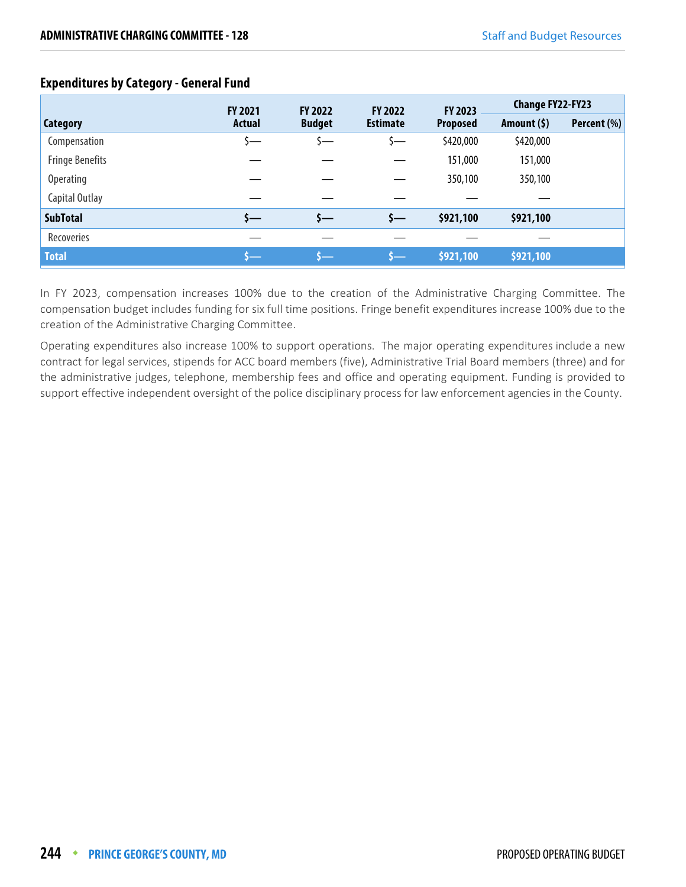## Expenditures by Category - General Fund

| Category | FY 2021 Actual | FY 2022 Budget | FY 2022 Estimate | FY 2023 Proposed | Change FY22-FY23 | |
|---|---|---|---|---|---|---|
| | | | | | Amount ($) | Percent (%) |
| Compensation | $— | $— | $— | $420,000 | $420,000 | |
| Fringe Benefits | — | — | — | 151,000 | 151,000 | |
| Operating | — | — | — | 350,100 | 350,100 | |
| Capital Outlay | — | — | — | — | — | |
| **SubTotal** | **$—** | **$—** | **$—** | **$921,100** | **$921,100** | |
| Recoveries | — | — | — | — | — | |
| **Total** | **$—** | **$—** | **$—** | **$921,100** | **$921,100** | |

In FY 2023, compensation increases 100% due to the creation of the Administrative Charging Committee. The compensation budget includes funding for six full time positions. Fringe benefit expenditures increase 100% due to the creation of the Administrative Charging Committee.

Operating expenditures also increase 100% to support operations. The major operating expenditures include a new contract for legal services, stipends for ACC board members (five), Administrative Trial Board members (three) and for the administrative judges, telephone, membership fees and office and operating equipment. Funding is provided to support effective independent oversight of the police disciplinary process for law enforcement agencies in the County.